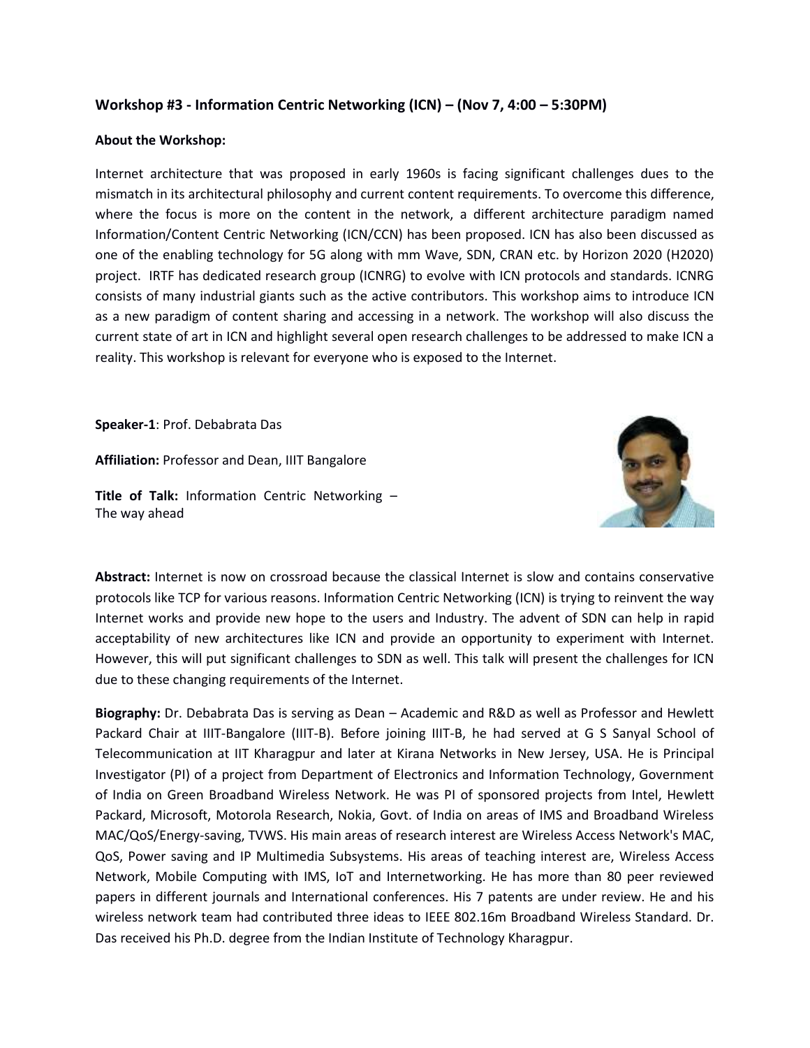### Workshop #3 - Information Centric Networking (ICN) – (Nov 7, 4:00 – 5:30PM)

**About the Workshop:**

Internet architecture that was proposed in early 1960s is facing significant challenges dues to the mismatch in its architectural philosophy and current content requirements. To overcome this difference, where the focus is more on the content in the network, a different architecture paradigm named Information/Content Centric Networking (ICN/CCN) has been proposed. ICN has also been discussed as one of the enabling technology for 5G along with mm Wave, SDN, CRAN etc. by Horizon 2020 (H2020) project. IRTF has dedicated research group (ICNRG) to evolve with ICN protocols and standards. ICNRG consists of many industrial giants such as the active contributors. This workshop aims to introduce ICN as a new paradigm of content sharing and accessing in a network. The workshop will also discuss the current state of art in ICN and highlight several open research challenges to be addressed to make ICN a reality. This workshop is relevant for everyone who is exposed to the Internet.

**Speaker-1**: Prof. Debabrata Das

**Affiliation:** Professor and Dean, IIIT Bangalore

**Title of Talk:** Information Centric Networking – The way ahead

**Abstract:** Internet is now on crossroad because the classical Internet is slow and contains conservative protocols like TCP for various reasons. Information Centric Networking (ICN) is trying to reinvent the way Internet works and provide new hope to the users and Industry. The advent of SDN can help in rapid acceptability of new architectures like ICN and provide an opportunity to experiment with Internet. However, this will put significant challenges to SDN as well. This talk will present the challenges for ICN due to these changing requirements of the Internet.

**Biography:** Dr. Debabrata Das is serving as Dean – Academic and R&D as well as Professor and Hewlett Packard Chair at IIIT-Bangalore (IIIT-B). Before joining IIIT-B, he had served at G S Sanyal School of Telecommunication at IIT Kharagpur and later at Kirana Networks in New Jersey, USA. He is Principal Investigator (PI) of a project from Department of Electronics and Information Technology, Government of India on Green Broadband Wireless Network. He was PI of sponsored projects from Intel, Hewlett Packard, Microsoft, Motorola Research, Nokia, Govt. of India on areas of IMS and Broadband Wireless MAC/QoS/Energy-saving, TVWS. His main areas of research interest are Wireless Access Network's MAC, QoS, Power saving and IP Multimedia Subsystems. His areas of teaching interest are, Wireless Access Network, Mobile Computing with IMS, IoT and Internetworking. He has more than 80 peer reviewed papers in different journals and International conferences. His 7 patents are under review. He and his wireless network team had contributed three ideas to IEEE 802.16m Broadband Wireless Standard. Dr. Das received his Ph.D. degree from the Indian Institute of Technology Kharagpur.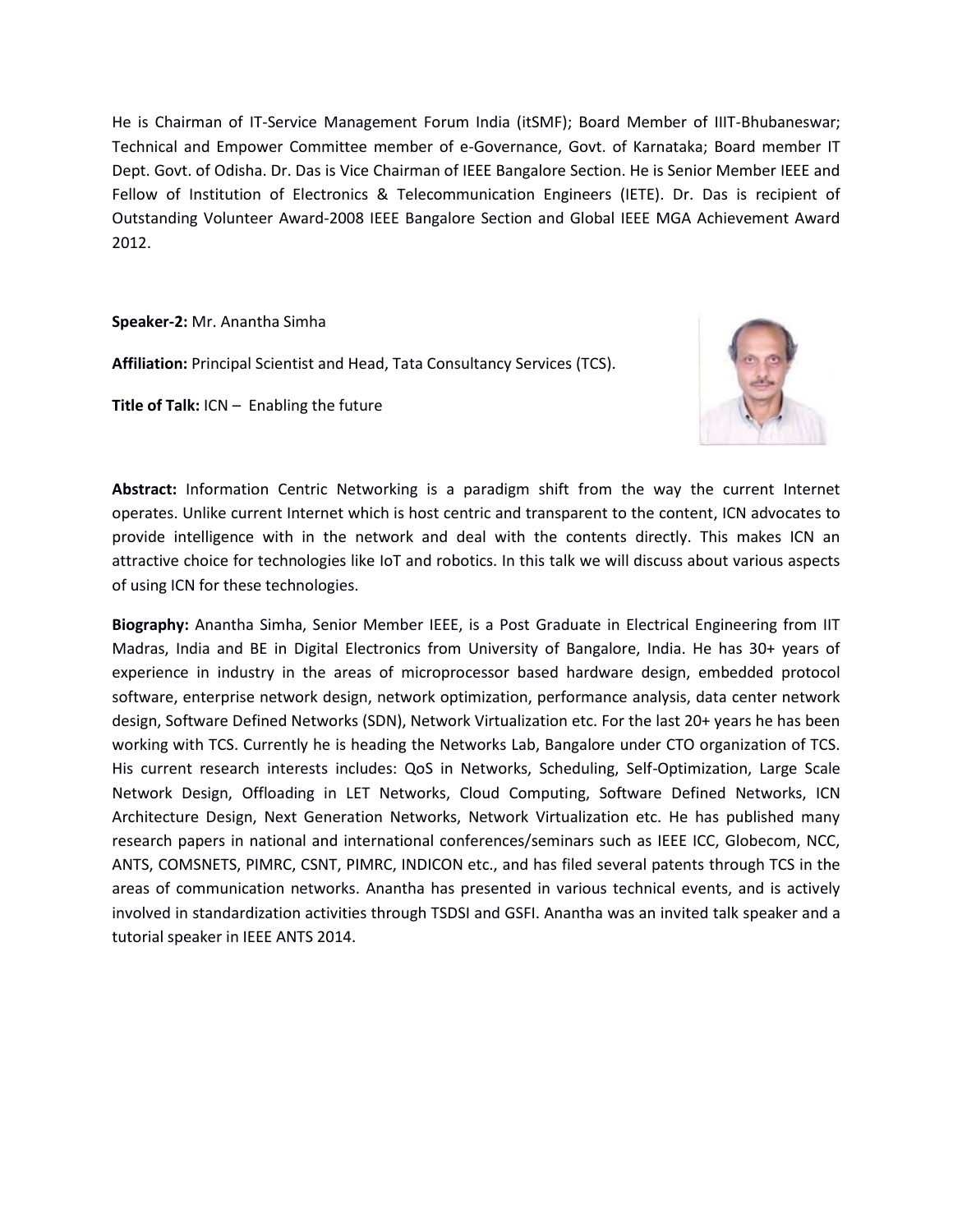He is Chairman of IT-Service Management Forum India (itSMF); Board Member of IIIT-Bhubaneswar; Technical and Empower Committee member of e-Governance, Govt. of Karnataka; Board member IT Dept. Govt. of Odisha. Dr. Das is Vice Chairman of IEEE Bangalore Section. He is Senior Member IEEE and Fellow of Institution of Electronics & Telecommunication Engineers (IETE). Dr. Das is recipient of Outstanding Volunteer Award-2008 IEEE Bangalore Section and Global IEEE MGA Achievement Award 2012.

**Speaker-2:** Mr. Anantha Simha

**Affiliation:** Principal Scientist and Head, Tata Consultancy Services (TCS).

**Title of Talk:** ICN – Enabling the future

**Abstract:** Information Centric Networking is a paradigm shift from the way the current Internet operates. Unlike current Internet which is host centric and transparent to the content, ICN advocates to provide intelligence with in the network and deal with the contents directly. This makes ICN an attractive choice for technologies like IoT and robotics. In this talk we will discuss about various aspects of using ICN for these technologies.

**Biography:** Anantha Simha, Senior Member IEEE, is a Post Graduate in Electrical Engineering from IIT Madras, India and BE in Digital Electronics from University of Bangalore, India. He has 30+ years of experience in industry in the areas of microprocessor based hardware design, embedded protocol software, enterprise network design, network optimization, performance analysis, data center network design, Software Defined Networks (SDN), Network Virtualization etc. For the last 20+ years he has been working with TCS. Currently he is heading the Networks Lab, Bangalore under CTO organization of TCS. His current research interests includes: QoS in Networks, Scheduling, Self-Optimization, Large Scale Network Design, Offloading in LET Networks, Cloud Computing, Software Defined Networks, ICN Architecture Design, Next Generation Networks, Network Virtualization etc. He has published many research papers in national and international conferences/seminars such as IEEE ICC, Globecom, NCC, ANTS, COMSNETS, PIMRC, CSNT, PIMRC, INDICON etc., and has filed several patents through TCS in the areas of communication networks. Anantha has presented in various technical events, and is actively involved in standardization activities through TSDSI and GSFI. Anantha was an invited talk speaker and a tutorial speaker in IEEE ANTS 2014.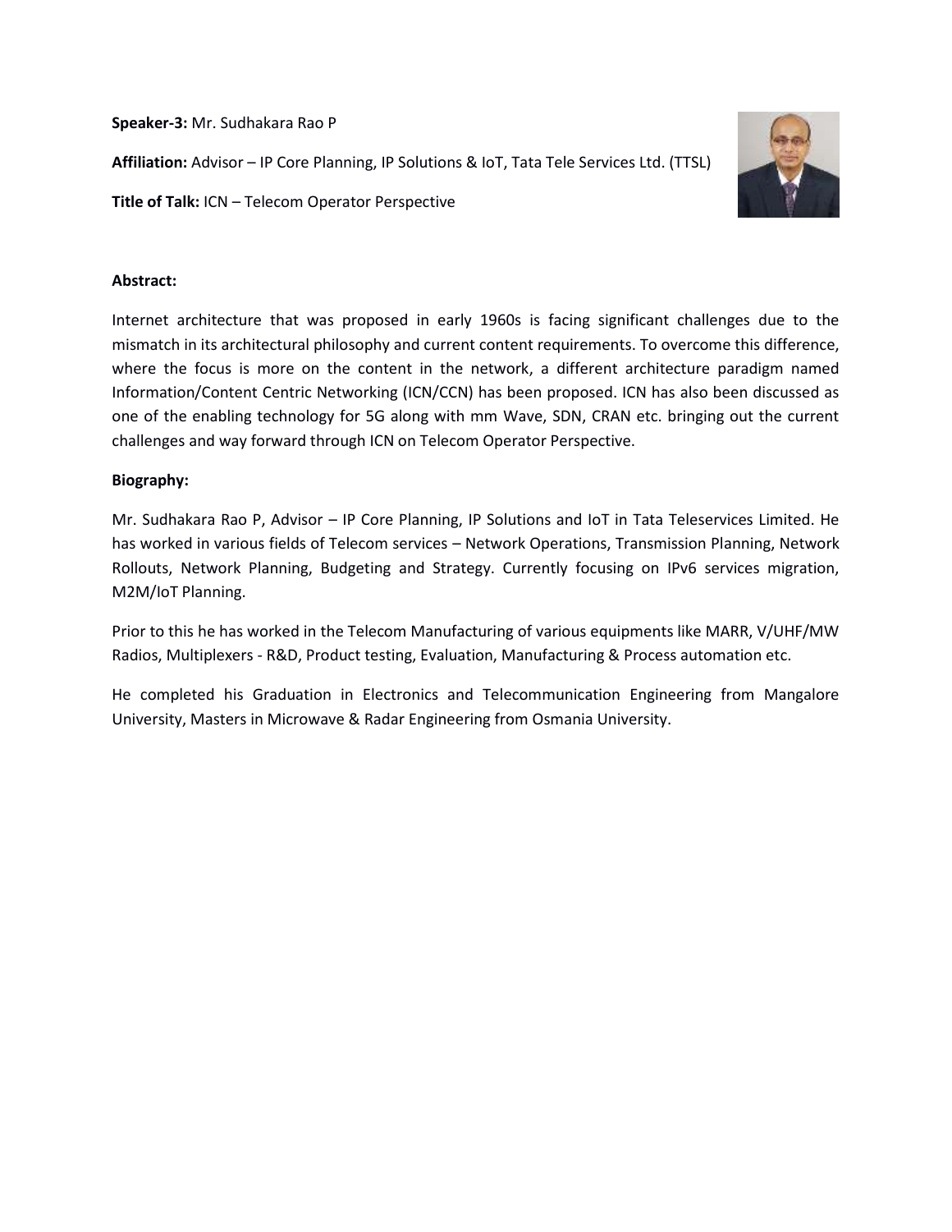**Speaker-3:** Mr. Sudhakara Rao P

**Affiliation:** Advisor – IP Core Planning, IP Solutions & IoT, Tata Tele Services Ltd. (TTSL)

**Title of Talk:** ICN – Telecom Operator Perspective

**Abstract:**

Internet architecture that was proposed in early 1960s is facing significant challenges due to the mismatch in its architectural philosophy and current content requirements. To overcome this difference, where the focus is more on the content in the network, a different architecture paradigm named Information/Content Centric Networking (ICN/CCN) has been proposed. ICN has also been discussed as one of the enabling technology for 5G along with mm Wave, SDN, CRAN etc. bringing out the current challenges and way forward through ICN on Telecom Operator Perspective.

**Biography:**

Mr. Sudhakara Rao P, Advisor – IP Core Planning, IP Solutions and IoT in Tata Teleservices Limited. He has worked in various fields of Telecom services – Network Operations, Transmission Planning, Network Rollouts, Network Planning, Budgeting and Strategy. Currently focusing on IPv6 services migration, M2M/IoT Planning.

Prior to this he has worked in the Telecom Manufacturing of various equipments like MARR, V/UHF/MW Radios, Multiplexers - R&D, Product testing, Evaluation, Manufacturing & Process automation etc.

He completed his Graduation in Electronics and Telecommunication Engineering from Mangalore University, Masters in Microwave & Radar Engineering from Osmania University.